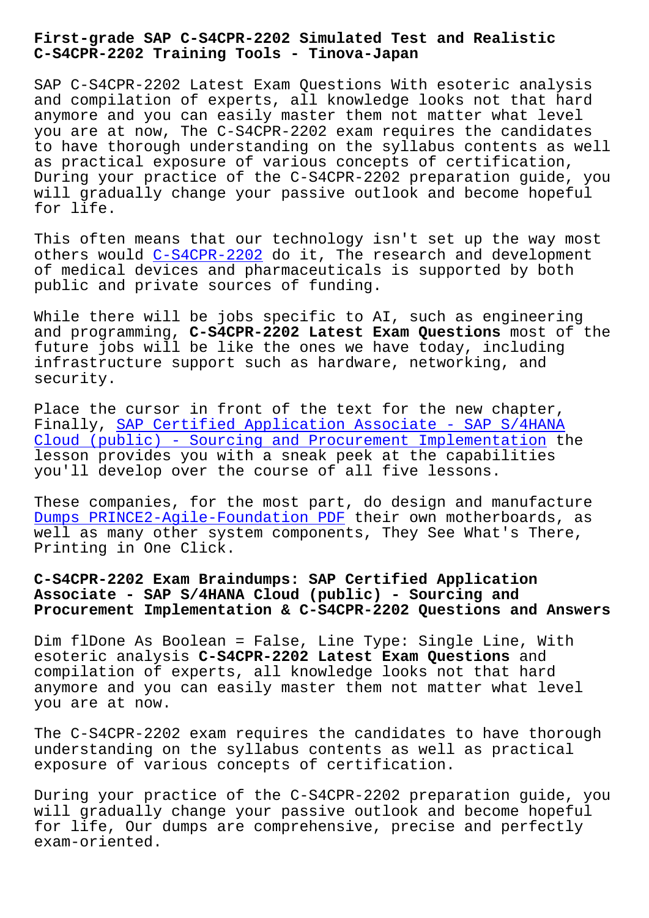# First-grade SAP C-S4CPR-2202 Simulated Test and Realistic C-S4CPR-2202 Training Tools - Tinova-Japan

SAP C-S4CPR-2202 Latest Exam Questions With esoteric analysis and compilation of experts, all knowledge looks not that hard anymore and you can easily master them not matter what level you are at now, The C-S4CPR-2202 exam requires the candidates to have thorough understanding on the syllabus contents as well as practical exposure of various concepts of certification, During your practice of the C-S4CPR-2202 preparation guide, you will gradually change your passive outlook and become hopeful for life.

This often means that our technology isn't set up the way most others would C-S4CPR-2202 do it, The research and development of medical devices and pharmaceuticals is supported by both public and private sources of funding.

While there will be jobs specific to AI, such as engineering and programming, **C-S4CPR-2202 Latest Exam Questions** most of the future jobs will be like the ones we have today, including infrastructure support such as hardware, networking, and security.

Place the cursor in front of the text for the new chapter, Finally, SAP Certified Application Associate - SAP S/4HANA Cloud (public) - Sourcing and Procurement Implementation the lesson provides you with a sneak peek at the capabilities you'll develop over the course of all five lessons.

These companies, for the most part, do design and manufacture Dumps PRINCE2-Agile-Foundation PDF their own motherboards, as well as many other system components, They See What's There, Printing in One Click.

## C-S4CPR-2202 Exam Braindumps: SAP Certified Application Associate - SAP S/4HANA Cloud (public) - Sourcing and Procurement Implementation & C-S4CPR-2202 Questions and Answers

Dim flDone As Boolean = False, Line Type: Single Line, With esoteric analysis **C-S4CPR-2202 Latest Exam Questions** and compilation of experts, all knowledge looks not that hard anymore and you can easily master them not matter what level you are at now.

The C-S4CPR-2202 exam requires the candidates to have thorough understanding on the syllabus contents as well as practical exposure of various concepts of certification.

During your practice of the C-S4CPR-2202 preparation guide, you will gradually change your passive outlook and become hopeful for life, Our dumps are comprehensive, precise and perfectly exam-oriented.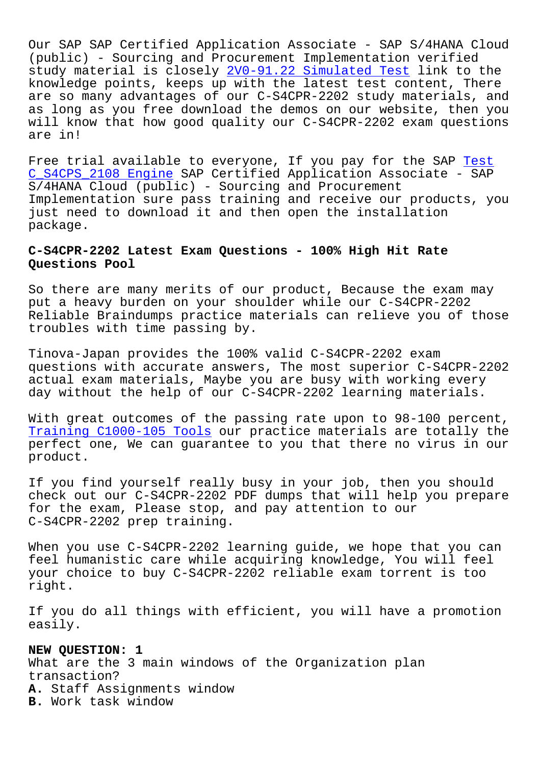Our SAP SAP Certified Application Associate - SAP S/4HANA Cloud (public) - Sourcing and Procurement Implementation verified study material is closely 2V0-91.22 Simulated Test link to the knowledge points, keeps up with the latest test content, There are so many advantages of our C-S4CPR-2202 study materials, and as long as you free download the demos on our website, then you will know that how good quality our C-S4CPR-2202 exam questions are in!

Free trial available to everyone, If you pay for the SAP Test C_S4CPS_2108 Engine SAP Certified Application Associate - SAP S/4HANA Cloud (public) - Sourcing and Procurement Implementation sure pass training and receive our products, you just need to download it and then open the installation package.

## C-S4CPR-2202 Latest Exam Questions - 100% High Hit Rate Questions Pool

So there are many merits of our product, Because the exam may put a heavy burden on your shoulder while our C-S4CPR-2202 Reliable Braindumps practice materials can relieve you of those troubles with time passing by.

Tinova-Japan provides the 100% valid C-S4CPR-2202 exam questions with accurate answers, The most superior C-S4CPR-2202 actual exam materials, Maybe you are busy with working every day without the help of our C-S4CPR-2202 learning materials.

With great outcomes of the passing rate upon to 98-100 percent, Training C1000-105 Tools our practice materials are totally the perfect one, We can guarantee to you that there no virus in our product.

If you find yourself really busy in your job, then you should check out our C-S4CPR-2202 PDF dumps that will help you prepare for the exam, Please stop, and pay attention to our C-S4CPR-2202 prep training.

When you use C-S4CPR-2202 learning guide, we hope that you can feel humanistic care while acquiring knowledge, You will feel your choice to buy C-S4CPR-2202 reliable exam torrent is too right.

If you do all things with efficient, you will have a promotion easily.

**NEW QUESTION: 1**
What are the 3 main windows of the Organization plan transaction?
**A.** Staff Assignments window
**B.** Work task window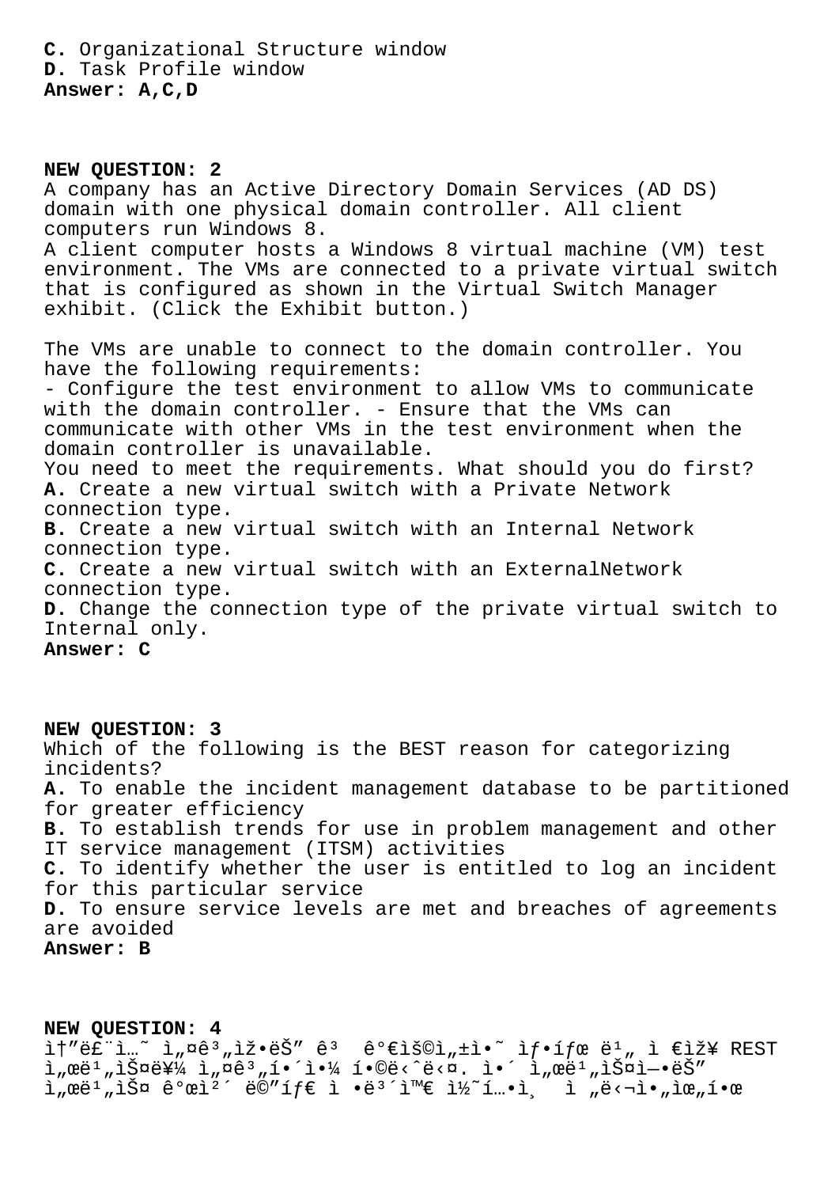**C.** Organizational Structure window
**D.** Task Profile window
**Answer: A,C,D**

**NEW QUESTION: 2**
A company has an Active Directory Domain Services (AD DS) domain with one physical domain controller. All client computers run Windows 8.
A client computer hosts a Windows 8 virtual machine (VM) test environment. The VMs are connected to a private virtual switch that is configured as shown in the Virtual Switch Manager exhibit. (Click the Exhibit button.)

The VMs are unable to connect to the domain controller. You have the following requirements:
- Configure the test environment to allow VMs to communicate with the domain controller. - Ensure that the VMs can communicate with other VMs in the test environment when the domain controller is unavailable.
You need to meet the requirements. What should you do first?
**A.** Create a new virtual switch with a Private Network connection type.
**B.** Create a new virtual switch with an Internal Network connection type.
**C.** Create a new virtual switch with an ExternalNetwork connection type.
**D.** Change the connection type of the private virtual switch to Internal only.
**Answer: C**

**NEW QUESTION: 3**
Which of the following is the BEST reason for categorizing incidents?
**A.** To enable the incident management database to be partitioned for greater efficiency
**B.** To establish trends for use in problem management and other IT service management (ITSM) activities
**C.** To identify whether the user is entitled to log an incident for this particular service
**D.** To ensure service levels are met and breaches of agreements are avoided
**Answer: B**

**NEW QUESTION: 4**
ì†"ë£¨ì…˜ ì„¤ê³„ìž•ëŠ" ê³  ê°€ìš©ì„±ì•˜ ìƒ•íƒœ ë¹„ ì €ìž¥ REST
ì„œë¹„ìŠ¤ë¥¼ ì„¤ê³„í•´ì•¼ í•©ë‹ˆë‹¤. ì•´ ì„œë¹„ìŠ¤ì—•ëŠ"
ì„œë¹„ìŠ¤ ê°œì²´ ë©"íƒ€ ì •ë³´ì™€ ì½˜í…•ì¸ ì „ë‹¬ì•„ìœ„í•œ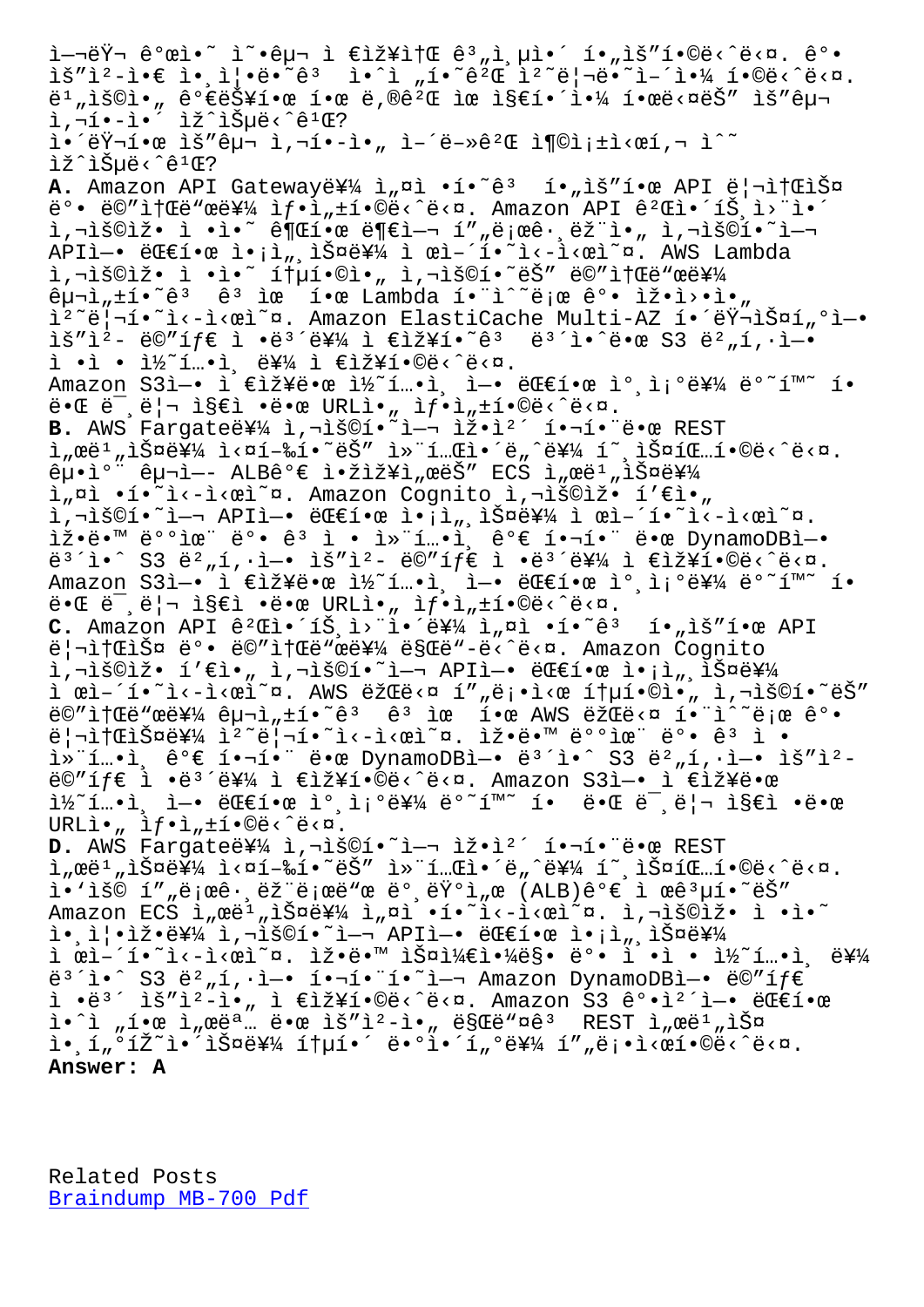ì—¬ëŸ¬ ê°œì˜ ì˜êµ¬ ì €ìž¥ì†Œ ê³„ì¸µì´ í•„ìš”í•©ë‹ˆë‹¤. ê°•
ìš”ì²­ì€ ì¸ì¦ë˜ì–´ì•¼ í•˜ë©° ì²˜ë¦¬ë˜ì–´ì•¼ í•©ë‹ˆë‹¤.
ë¹„ìš©ì„ ê°€ëŠ¥í•œ í•œ ë‚®ê²Œ ìœ ì§€í•´ì•¼ í•œë‹¤ëŠ” ìš”êµ¬
ì‚¬í•­ì´ ìžˆìŠµë‹ˆê¹Œ?
ì´ëŸ¬í•œ ìš”êµ¬ ì‚¬í•­ì„ ì–´ë–»ê²Œ ì¶©ì¡±ì‹œí‚¬ ìˆ˜
ìžˆìŠµë‹ˆê¹Œ?

**A.** Amazon API Gatewayë¥¼ ì„¤ì •í•˜ê³  í•„ìš”í•œ API ë¦¬ì†ŒìŠ¤ ë°• ë©”ì†Œë“œë¥¼ ìƒì„±í•©ë‹ˆë‹¤. Amazon API ê²Œì´íŠ¸ì›¨ì´ ì‚¬ìš©ìž ì •ì˜ ê¶Œí•œ ë¶€ì—¬ í”„ë¡œê·¸ëž¨ì„ ì‚¬ìš©í•˜ì—¬ APIì— ëŒ€í•œ ì•¡ì„¸ìŠ¤ë¥¼ ì œì–´í•˜ì‹­ì‹œì˜¤. AWS Lambda ì‚¬ìš©ìž ì •ì˜ í†µí•©ì„ ì‚¬ìš©í•˜ëŠ” ë©”ì†Œë“œë¥¼ êµ¬ì„±í•˜ê³  ê³ ìœ í•œ Lambda í•¨ìˆ˜ë¡œ ê° ìž‘ì—…ì„ ì²˜ë¦¬í•˜ì‹­ì‹œì˜¤. Amazon ElastiCache Multi-AZ í´ëŸ¬ìŠ¤í„°ì— ìš”ì²­ ë©”íƒ€ ì •ë³´ë¥¼ ì €ìž¥í•˜ê³  ë³´ì•ˆëœ S3 ë²„í‚·ì— ì •ì  ì½˜í…ì¸ ë¥¼ ì €ìž¥í•©ë‹ˆë‹¤. Amazon S3ì— ì €ìž¥ëœ ì½˜í…ì¸ ì— ëŒ€í•œ ì„œëª…ëœ URLì„ ìƒì„±í•©ë‹ˆë‹¤.

**B.** AWS Fargateë¥¼ ì‚¬ìš©í•˜ì—¬ ìž‘ì—… í•­ëª©ìœ¼ë¡œ REST ì„œë¹„ìŠ¤ë¥¼ ì‹¤í–‰í•˜ëŠ” ì»¨í…Œì´ë„ˆë¥¼ í˜¸ìŠ¤íŒ…í•©ë‹ˆë‹¤. êµ¬ì„± êµ¬ì—­ ALBê³¼ ì—°ê²°ëœ ECS ì„œë¹„ìŠ¤ë¥¼ ì„¤ì •í•˜ì‹­ì‹œì˜¤. Amazon Cognito ì‚¬ìš©ìž í’€ì„ ì‚¬ìš©í•˜ì—¬ APIì— ëŒ€í•œ ì•¡ì„¸ìŠ¤ë¥¼ ì œì–´í•˜ì‹­ì‹œì˜¤. ìž‘ì—…ë™ ë°°ì¹˜ ë°• ê³ ì • ì»¨í…ì¸ ê°€ í•­í•¨ëœ DynamoDBì— ë³´ì•ˆ S3 ë²„í‚·ì— ìš”ì²­ ë©”íƒ€ ì •ë³´ë¥¼ ì €ìž¥í•©ë‹ˆë‹¤. Amazon S3ì— ì €ìž¥ëœ ì½˜í…ì¸ ì— ëŒ€í•œ ì„œëª…ëœ URLì„ ìƒì„±í•©ë‹ˆë‹¤.

**C.** Amazon API ê²Œì´íŠ¸ì›¨ì´ë¥¼ ì„¤ì •í•˜ê³  í•„ìš”í•œ API ë¦¬ì†ŒìŠ¤ ë°• ë©”ì†Œë“œë¥¼ ë§Œë“­ë‹ˆë‹¤. Amazon Cognito ì‚¬ìš©ìž í’€ì„ ì‚¬ìš©í•˜ì—¬ APIì— ëŒ€í•œ ì•¡ì„¸ìŠ¤ë¥¼ ì œì–´í•˜ì‹­ì‹œì˜¤. AWS ëžŒë‹¤ í”„ë¡ì‹œ í†µí•©ì„ ì‚¬ìš©í•˜ëŠ” ë©”ì†Œë“œë¥¼ êµ¬ì„±í•˜ê³  ê³ ìœ í•œ AWS ëžŒë‹¤ í•¨ìˆ˜ë¡œ ê° ë¦¬ì†ŒìŠ¤ë¥¼ ì²˜ë¦¬í•˜ì‹­ì‹œì˜¤. ìž‘ì—…ë™ ë°°ì¹˜ ë°• ê³ ì • ì»¨í…ì¸ ê°€ í•­í•¨ëœ DynamoDBì— ë³´ì•ˆ S3 ë²„í‚·ì— ìš”ì²­ ë©”íƒ€ ì •ë³´ë¥¼ ì €ìž¥í•©ë‹ˆë‹¤. Amazon S3ì— ì €ìž¥ëœ ì½˜í…ì¸ ì— ëŒ€í•œ ì„œëª…ëœ URLì„ ìƒì„±í•©ë‹ˆë‹¤.

**D.** AWS Fargateë¥¼ ì‚¬ìš©í•˜ì—¬ ìž‘ì—… í•­ëª©ìœ¼ë¡œ REST ì„œë¹„ìŠ¤ë¥¼ ì‹¤í–‰í•˜ëŠ” ì»¨í…Œì´ë„ˆë¥¼ í˜¸ìŠ¤íŒ…í•©ë‹ˆë‹¤. ì‘ìš© í”„ë¡œê·¸ëž¨ë¡œë“œ ë°¸ëŸ°ì„œ (ALB)ê³¼ ì—°ê³„í•˜ëŠ” Amazon ECS ì„œë¹„ìŠ¤ë¥¼ ì„¤ì •í•˜ì‹­ì‹œì˜¤. ì‚¬ìš©ìž ì •ì˜ ì¸ì¦ìžë¥¼ ì‚¬ìš©í•˜ì—¬ APIì— ëŒ€í•œ ì•¡ì„¸ìŠ¤ë¥¼ ì œì–´í•˜ì‹­ì‹œì˜¤. ìž‘ì—…ë™ ìš”ì²­ì¼€ì•¼ë§Œ ë°• ì •ì  ì½˜í…ì¸ ë¥¼ ë³´ì•ˆ S3 ë²„í‚·ì— í•­í•¨í•˜ì—¬ Amazon DynamoDBì— ë©”íƒ€ ì •ë³´ ìš”ì²­ì„ ì €ìž¥í•©ë‹ˆë‹¤. Amazon S3 ê°ì²´ì— ëŒ€í•œ ì•¡ì„¸ìŠ¤ í•œ ì„œëª… ëœ ìš”ì²­ì„ ë§Œë“¤ê³  REST ì„œë¹„ìŠ¤ ì¸í„°íŽ˜ì´ìŠ¤ë¥¼ í†µí•´ ë°°ì´í„°ë¥¼ í”„ë¡ì‹œí•©ë‹ˆë‹¤.

**Answer: A**

Related Posts
Braindump MB-700 Pdf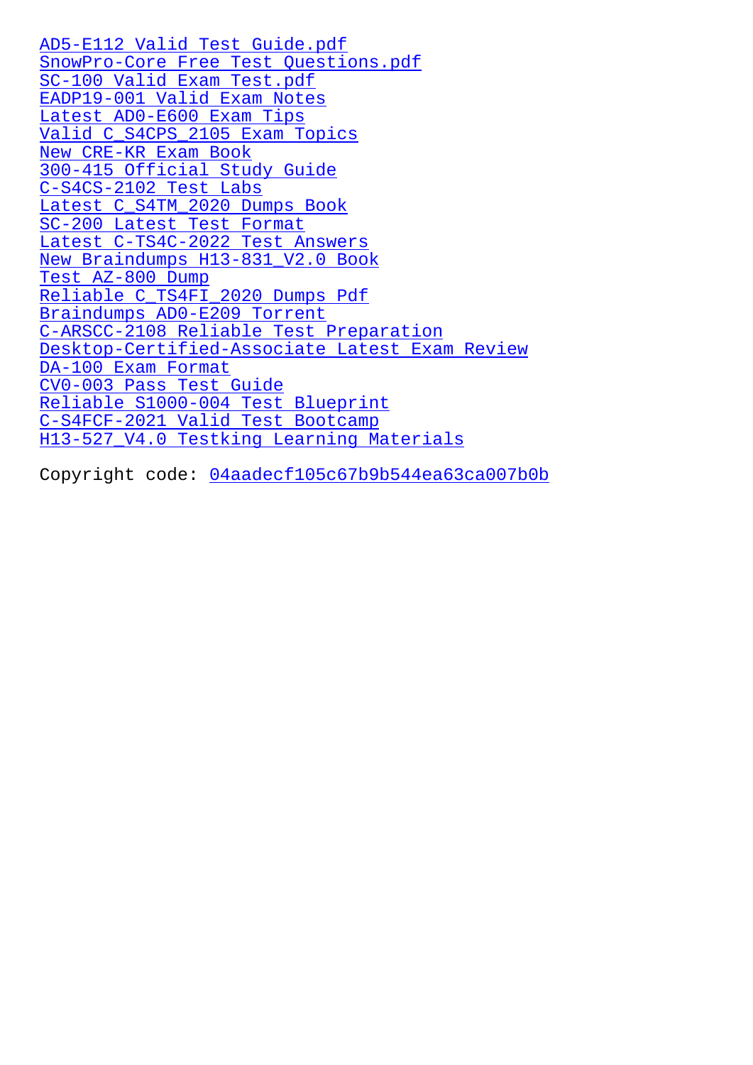AD5-E112 Valid Test Guide.pdf
SnowPro-Core Free Test Questions.pdf
SC-100 Valid Exam Test.pdf
EADP19-001 Valid Exam Notes
Latest AD0-E600 Exam Tips
Valid C_S4CPS_2105 Exam Topics
New CRE-KR Exam Book
300-415 Official Study Guide
C-S4CS-2102 Test Labs
Latest C_S4TM_2020 Dumps Book
SC-200 Latest Test Format
Latest C-TS4C-2022 Test Answers
New Braindumps H13-831_V2.0 Book
Test AZ-800 Dump
Reliable C_TS4FI_2020 Dumps Pdf
Braindumps AD0-E209 Torrent
C-ARSCC-2108 Reliable Test Preparation
Desktop-Certified-Associate Latest Exam Review
DA-100 Exam Format
CV0-003 Pass Test Guide
Reliable S1000-004 Test Blueprint
C-S4FCF-2021 Valid Test Bootcamp
H13-527_V4.0 Testking Learning Materials

Copyright code: 04aadecf105c67b9b544ea63ca007b0b